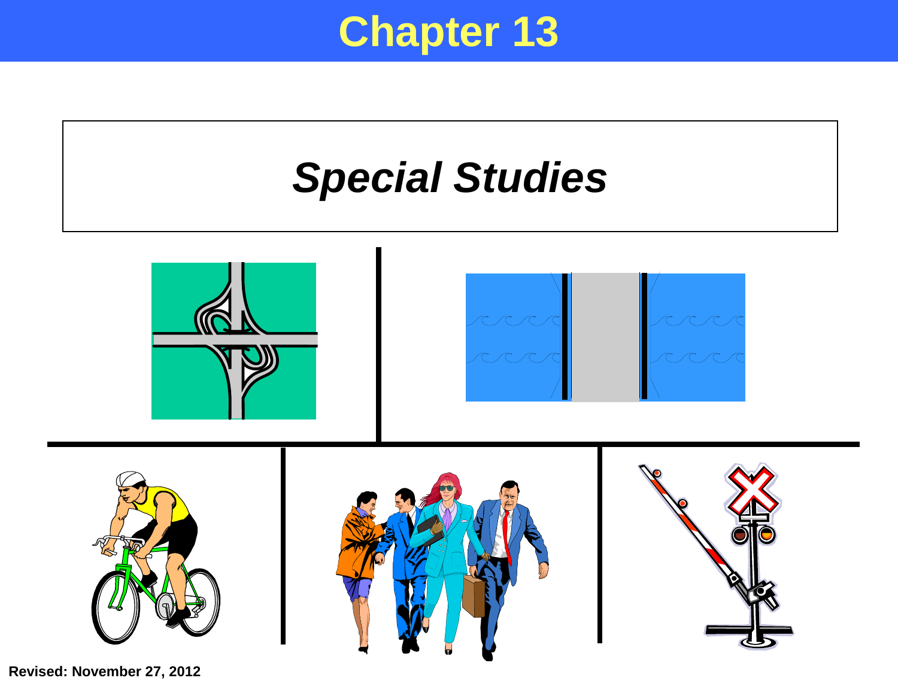# Chapter 13

## *Special Studies*

**Revised: November 27, 2012**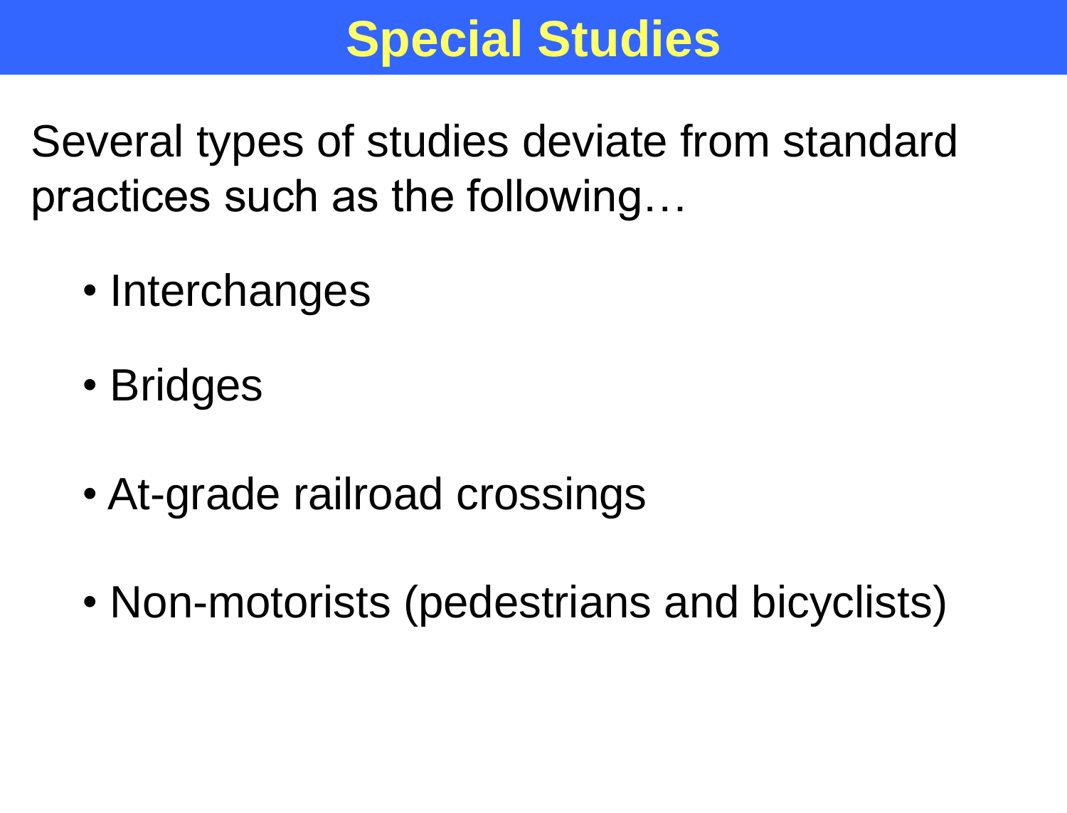# Special Studies

Several types of studies deviate from standard practices such as the following…

- Interchanges
- Bridges
- At-grade railroad crossings
- Non-motorists (pedestrians and bicyclists)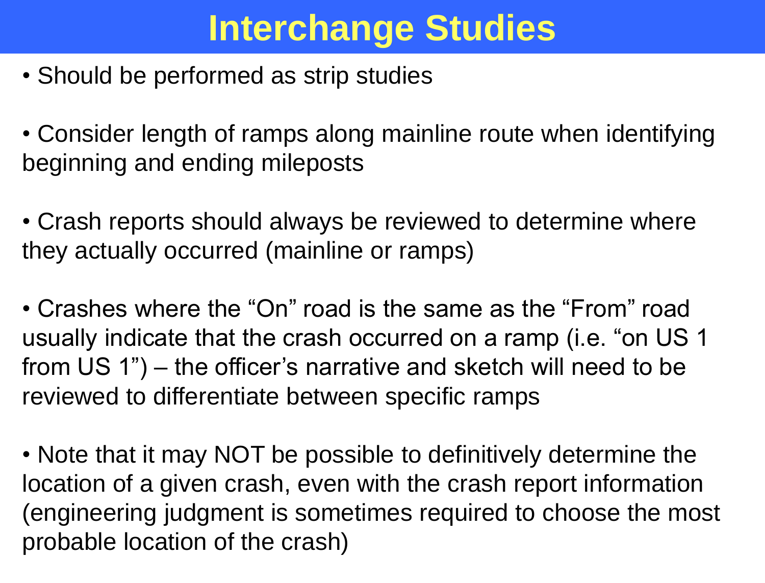# Interchange Studies

- Should be performed as strip studies
- Consider length of ramps along mainline route when identifying beginning and ending mileposts
- Crash reports should always be reviewed to determine where they actually occurred (mainline or ramps)
- Crashes where the "On" road is the same as the "From" road usually indicate that the crash occurred on a ramp (i.e. "on US 1 from US 1") – the officer's narrative and sketch will need to be reviewed to differentiate between specific ramps
- Note that it may NOT be possible to definitively determine the location of a given crash, even with the crash report information (engineering judgment is sometimes required to choose the most probable location of the crash)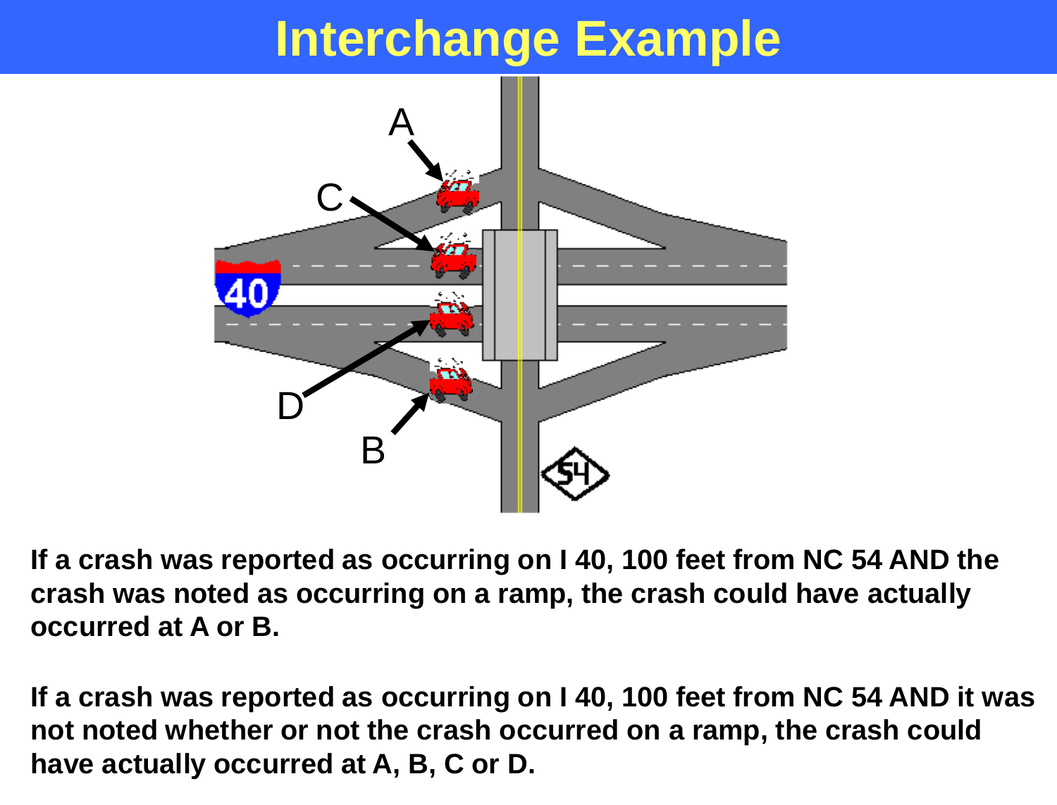# Interchange Example

**If a crash was reported as occurring on I 40, 100 feet from NC 54 AND the crash was noted as occurring on a ramp, the crash could have actually occurred at A or B.**

**If a crash was reported as occurring on I 40, 100 feet from NC 54 AND it was not noted whether or not the crash occurred on a ramp, the crash could have actually occurred at A, B, C or D.**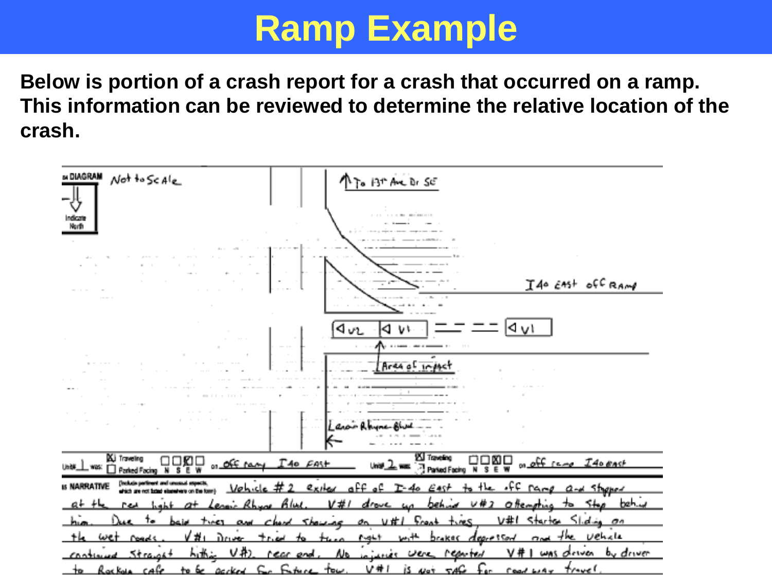# Ramp Example

**Below is portion of a crash report for a crash that occurred on a ramp. This information can be reviewed to determine the relative location of the crash.**

DIAGRAM Not to Scale

Indicate North

To 13th Ave Dr SE

I40 EAST off RAMP

V2 V1 V1

Area of impact

Lenoir Rhyne Blvd

Unit 1 was: [X] Traveling [ ] Parked Facing N S E W on off ramp I40 EAST

Unit 2 was: [X] Traveling [ ] Parked Facing N S E W on off ramp I40 East

NARRATIVE (Include pertinent and unusual aspects, which are not listed elsewhere on the form) Vehicle #2 exited off of I-40 East to the off ramp and stopped at the red light at Lenoir Rhyne Blvd. V#1 drove up behind V#2 attempting to stop behind him. Due to bald tires and chord showing on V#1 front tires, V#1 started sliding on the wet roads. V#1 Driver tried to turn right with brakes depressed and the vehicle continued straight hitting V#2 rear end. No injuries were reported. V#1 was driven by driver to Rockola cafe to be picked for future tow. V#1 is not safe for roadway travel.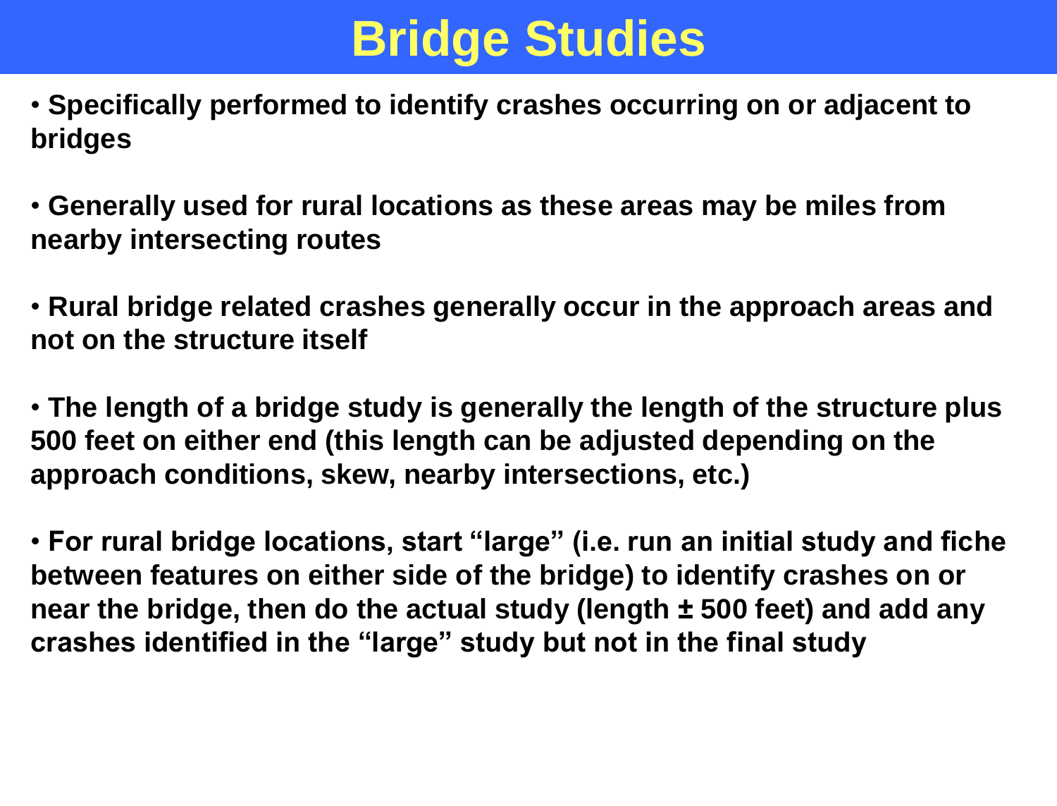# Bridge Studies

- **Specifically performed to identify crashes occurring on or adjacent to bridges**

- **Generally used for rural locations as these areas may be miles from nearby intersecting routes**

- **Rural bridge related crashes generally occur in the approach areas and not on the structure itself**

- **The length of a bridge study is generally the length of the structure plus 500 feet on either end (this length can be adjusted depending on the approach conditions, skew, nearby intersections, etc.)**

- **For rural bridge locations, start "large" (i.e. run an initial study and fiche between features on either side of the bridge) to identify crashes on or near the bridge, then do the actual study (length ± 500 feet) and add any crashes identified in the "large" study but not in the final study**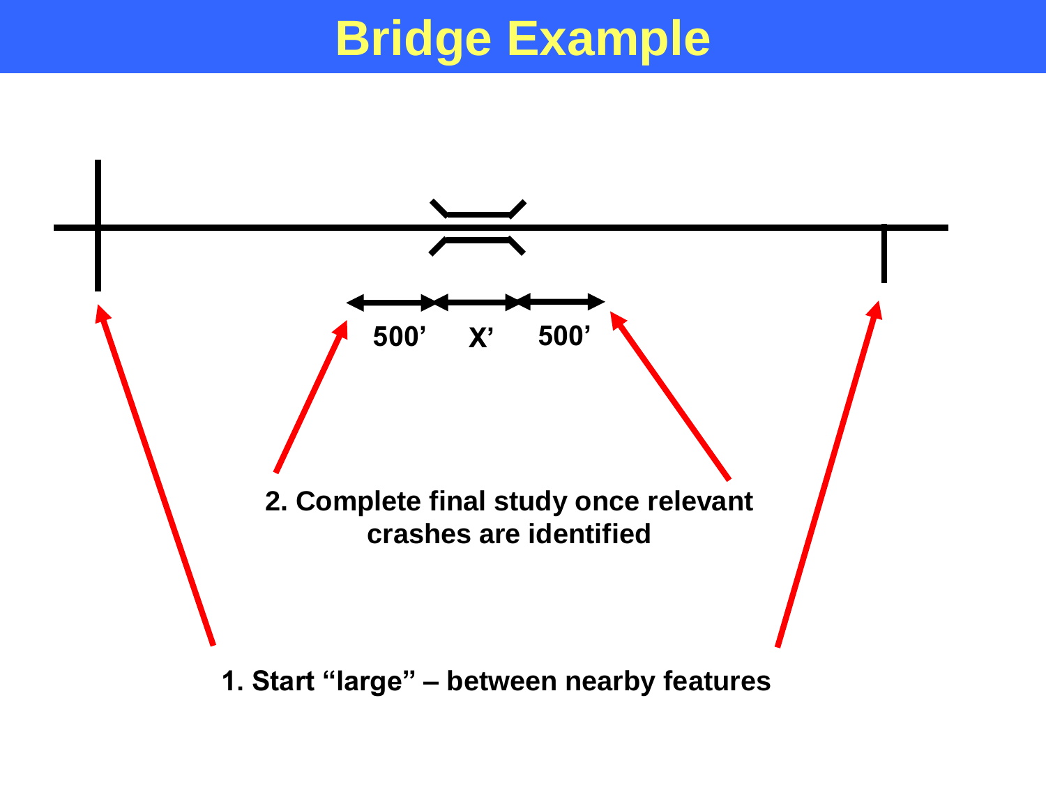# Bridge Example

500’ X’ 500’

2. Complete final study once relevant crashes are identified

1. Start “large” – between nearby features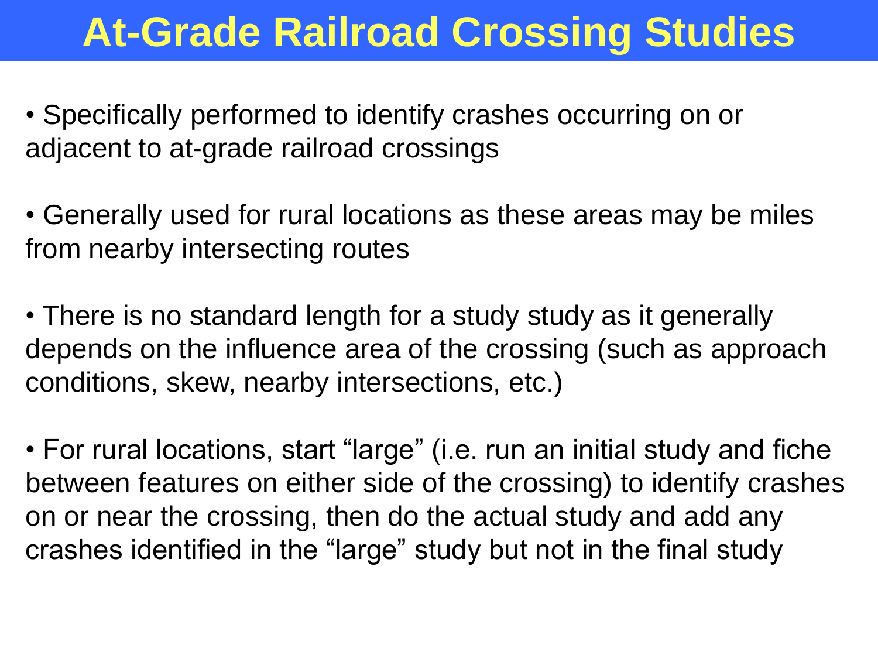# At-Grade Railroad Crossing Studies

- Specifically performed to identify crashes occurring on or adjacent to at-grade railroad crossings

- Generally used for rural locations as these areas may be miles from nearby intersecting routes

- There is no standard length for a study study as it generally depends on the influence area of the crossing (such as approach conditions, skew, nearby intersections, etc.)

- For rural locations, start "large" (i.e. run an initial study and fiche between features on either side of the crossing) to identify crashes on or near the crossing, then do the actual study and add any crashes identified in the "large" study but not in the final study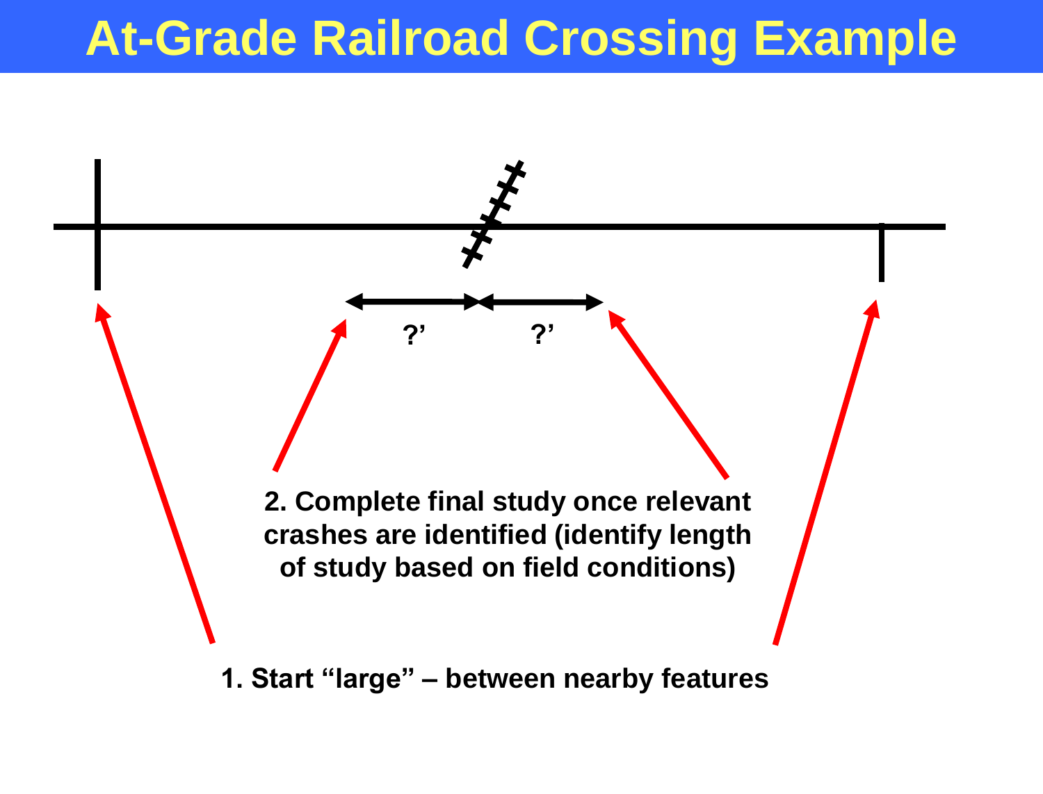# At-Grade Railroad Crossing Example

?' ?'

2. Complete final study once relevant crashes are identified (identify length of study based on field conditions)

1. Start "large" – between nearby features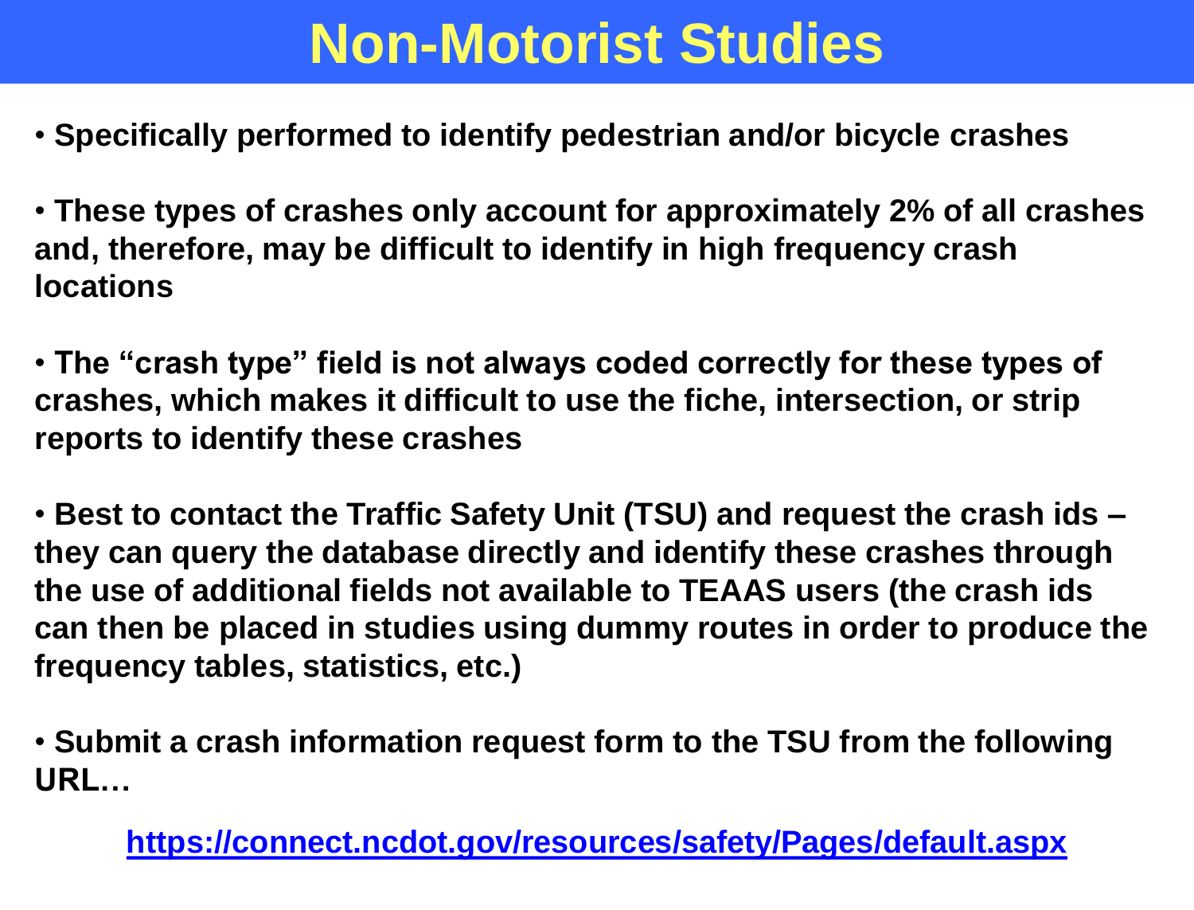# Non-Motorist Studies

- **Specifically performed to identify pedestrian and/or bicycle crashes**

- **These types of crashes only account for approximately 2% of all crashes and, therefore, may be difficult to identify in high frequency crash locations**

- **The "crash type" field is not always coded correctly for these types of crashes, which makes it difficult to use the fiche, intersection, or strip reports to identify these crashes**

- **Best to contact the Traffic Safety Unit (TSU) and request the crash ids – they can query the database directly and identify these crashes through the use of additional fields not available to TEAAS users (the crash ids can then be placed in studies using dummy routes in order to produce the frequency tables, statistics, etc.)**

- **Submit a crash information request form to the TSU from the following URL…**

**https://connect.ncdot.gov/resources/safety/Pages/default.aspx**